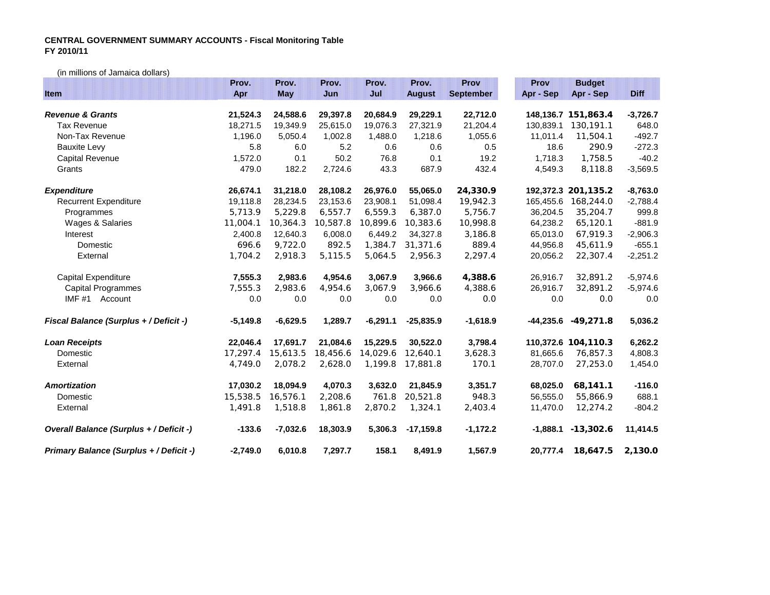**CENTRAL GOVERNMENT SUMMARY ACCOUNTS - Fiscal Monitoring Table**
**FY 2010/11**

(in millions of Jamaica dollars)

| Item | Prov. Apr | Prov. May | Prov. Jun | Prov. Jul | Prov. August | Prov September | Prov Apr - Sep | Budget Apr - Sep | Diff |
|---|---|---|---|---|---|---|---|---|---|
| ***Revenue & Grants*** | **21,524.3** | **24,588.6** | **29,397.8** | **20,684.9** | **29,229.1** | **22,712.0** | **148,136.7** | **151,863.4** | **-3,726.7** |
| Tax Revenue | 18,271.5 | 19,349.9 | 25,615.0 | 19,076.3 | 27,321.9 | 21,204.4 | 130,839.1 | 130,191.1 | 648.0 |
| Non-Tax Revenue | 1,196.0 | 5,050.4 | 1,002.8 | 1,488.0 | 1,218.6 | 1,055.6 | 11,011.4 | 11,504.1 | -492.7 |
| Bauxite Levy | 5.8 | 6.0 | 5.2 | 0.6 | 0.6 | 0.5 | 18.6 | 290.9 | -272.3 |
| Capital Revenue | 1,572.0 | 0.1 | 50.2 | 76.8 | 0.1 | 19.2 | 1,718.3 | 1,758.5 | -40.2 |
| Grants | 479.0 | 182.2 | 2,724.6 | 43.3 | 687.9 | 432.4 | 4,549.3 | 8,118.8 | -3,569.5 |
| ***Expenditure*** | **26,674.1** | **31,218.0** | **28,108.2** | **26,976.0** | **55,065.0** | **24,330.9** | **192,372.3** | **201,135.2** | **-8,763.0** |
| Recurrent Expenditure | 19,118.8 | 28,234.5 | 23,153.6 | 23,908.1 | 51,098.4 | 19,942.3 | 165,455.6 | 168,244.0 | -2,788.4 |
| Programmes | 5,713.9 | 5,229.8 | 6,557.7 | 6,559.3 | 6,387.0 | 5,756.7 | 36,204.5 | 35,204.7 | 999.8 |
| Wages & Salaries | 11,004.1 | 10,364.3 | 10,587.8 | 10,899.6 | 10,383.6 | 10,998.8 | 64,238.2 | 65,120.1 | -881.9 |
| Interest | 2,400.8 | 12,640.3 | 6,008.0 | 6,449.2 | 34,327.8 | 3,186.8 | 65,013.0 | 67,919.3 | -2,906.3 |
| Domestic | 696.6 | 9,722.0 | 892.5 | 1,384.7 | 31,371.6 | 889.4 | 44,956.8 | 45,611.9 | -655.1 |
| External | 1,704.2 | 2,918.3 | 5,115.5 | 5,064.5 | 2,956.3 | 2,297.4 | 20,056.2 | 22,307.4 | -2,251.2 |
| Capital Expenditure | **7,555.3** | **2,983.6** | **4,954.6** | **3,067.9** | **3,966.6** | **4,388.6** | 26,916.7 | 32,891.2 | -5,974.6 |
| Capital Programmes | 7,555.3 | 2,983.6 | 4,954.6 | 3,067.9 | 3,966.6 | 4,388.6 | 26,916.7 | 32,891.2 | -5,974.6 |
| IMF #1 Account | 0.0 | 0.0 | 0.0 | 0.0 | 0.0 | 0.0 | 0.0 | 0.0 | 0.0 |
| ***Fiscal Balance (Surplus + / Deficit -)*** | **-5,149.8** | **-6,629.5** | **1,289.7** | **-6,291.1** | **-25,835.9** | **-1,618.9** | **-44,235.6** | **-49,271.8** | **5,036.2** |
| ***Loan Receipts*** | **22,046.4** | **17,691.7** | **21,084.6** | **15,229.5** | **30,522.0** | **3,798.4** | **110,372.6** | **104,110.3** | **6,262.2** |
| Domestic | 17,297.4 | 15,613.5 | 18,456.6 | 14,029.6 | 12,640.1 | 3,628.3 | 81,665.6 | 76,857.3 | 4,808.3 |
| External | 4,749.0 | 2,078.2 | 2,628.0 | 1,199.8 | 17,881.8 | 170.1 | 28,707.0 | 27,253.0 | 1,454.0 |
| ***Amortization*** | **17,030.2** | **18,094.9** | **4,070.3** | **3,632.0** | **21,845.9** | **3,351.7** | **68,025.0** | **68,141.1** | **-116.0** |
| Domestic | 15,538.5 | 16,576.1 | 2,208.6 | 761.8 | 20,521.8 | 948.3 | 56,555.0 | 55,866.9 | 688.1 |
| External | 1,491.8 | 1,518.8 | 1,861.8 | 2,870.2 | 1,324.1 | 2,403.4 | 11,470.0 | 12,274.2 | -804.2 |
| ***Overall Balance (Surplus + / Deficit -)*** | **-133.6** | **-7,032.6** | **18,303.9** | **5,306.3** | **-17,159.8** | **-1,172.2** | **-1,888.1** | **-13,302.6** | **11,414.5** |
| ***Primary Balance (Surplus + / Deficit -)*** | **-2,749.0** | **6,010.8** | **7,297.7** | **158.1** | **8,491.9** | **1,567.9** | **20,777.4** | **18,647.5** | **2,130.0** |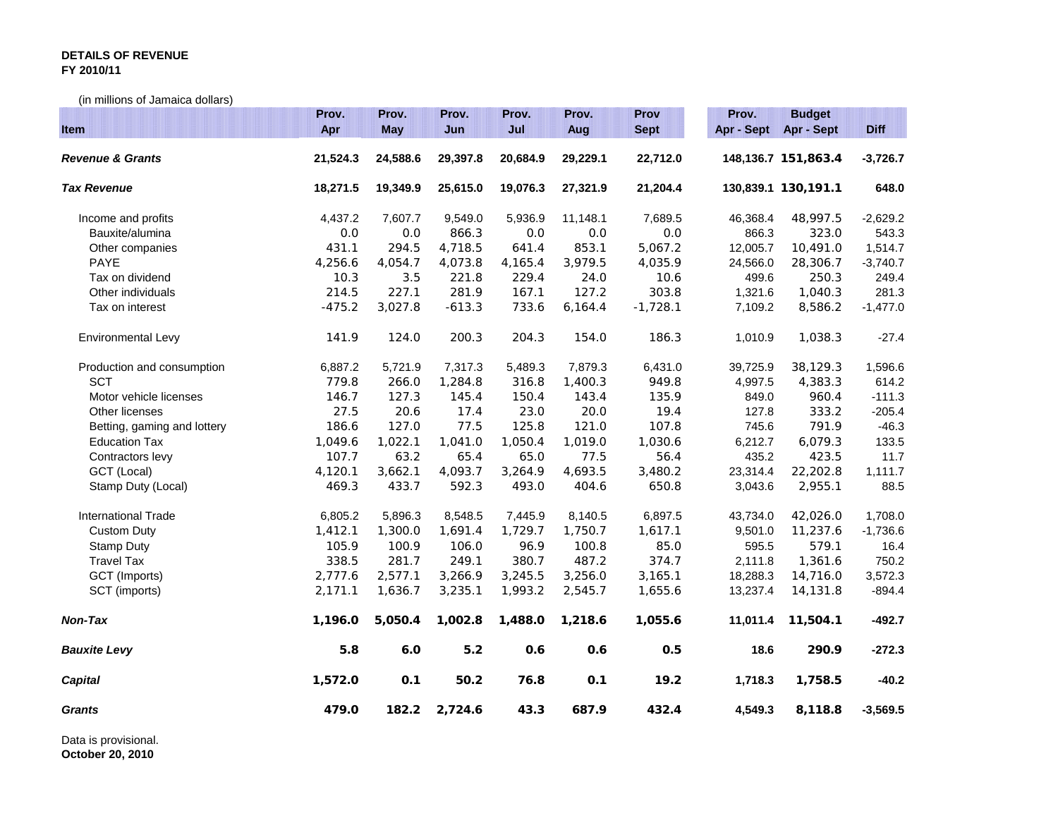**DETAILS OF REVENUE**
**FY 2010/11**

(in millions of Jamaica dollars)

| Item | Prov. Apr | Prov. May | Prov. Jun | Prov. Jul | Prov. Aug | Prov Sept | Prov. Apr - Sept | Budget Apr - Sept | Diff |
|---|---|---|---|---|---|---|---|---|---|
| ***Revenue & Grants*** | **21,524.3** | **24,588.6** | **29,397.8** | **20,684.9** | **29,229.1** | **22,712.0** | **148,136.7** | **151,863.4** | **-3,726.7** |
| ***Tax Revenue*** | **18,271.5** | **19,349.9** | **25,615.0** | **19,076.3** | **27,321.9** | **21,204.4** | **130,839.1** | **130,191.1** | **648.0** |
| Income and profits | 4,437.2 | 7,607.7 | 9,549.0 | 5,936.9 | 11,148.1 | 7,689.5 | 46,368.4 | 48,997.5 | -2,629.2 |
| Bauxite/alumina | 0.0 | 0.0 | 866.3 | 0.0 | 0.0 | 0.0 | 866.3 | 323.0 | 543.3 |
| Other companies | 431.1 | 294.5 | 4,718.5 | 641.4 | 853.1 | 5,067.2 | 12,005.7 | 10,491.0 | 1,514.7 |
| PAYE | 4,256.6 | 4,054.7 | 4,073.8 | 4,165.4 | 3,979.5 | 4,035.9 | 24,566.0 | 28,306.7 | -3,740.7 |
| Tax on dividend | 10.3 | 3.5 | 221.8 | 229.4 | 24.0 | 10.6 | 499.6 | 250.3 | 249.4 |
| Other individuals | 214.5 | 227.1 | 281.9 | 167.1 | 127.2 | 303.8 | 1,321.6 | 1,040.3 | 281.3 |
| Tax on interest | -475.2 | 3,027.8 | -613.3 | 733.6 | 6,164.4 | -1,728.1 | 7,109.2 | 8,586.2 | -1,477.0 |
| Environmental Levy | 141.9 | 124.0 | 200.3 | 204.3 | 154.0 | 186.3 | 1,010.9 | 1,038.3 | -27.4 |
| Production and consumption | 6,887.2 | 5,721.9 | 7,317.3 | 5,489.3 | 7,879.3 | 6,431.0 | 39,725.9 | 38,129.3 | 1,596.6 |
| SCT | 779.8 | 266.0 | 1,284.8 | 316.8 | 1,400.3 | 949.8 | 4,997.5 | 4,383.3 | 614.2 |
| Motor vehicle licenses | 146.7 | 127.3 | 145.4 | 150.4 | 143.4 | 135.9 | 849.0 | 960.4 | -111.3 |
| Other licenses | 27.5 | 20.6 | 17.4 | 23.0 | 20.0 | 19.4 | 127.8 | 333.2 | -205.4 |
| Betting, gaming and lottery | 186.6 | 127.0 | 77.5 | 125.8 | 121.0 | 107.8 | 745.6 | 791.9 | -46.3 |
| Education Tax | 1,049.6 | 1,022.1 | 1,041.0 | 1,050.4 | 1,019.0 | 1,030.6 | 6,212.7 | 6,079.3 | 133.5 |
| Contractors levy | 107.7 | 63.2 | 65.4 | 65.0 | 77.5 | 56.4 | 435.2 | 423.5 | 11.7 |
| GCT (Local) | 4,120.1 | 3,662.1 | 4,093.7 | 3,264.9 | 4,693.5 | 3,480.2 | 23,314.4 | 22,202.8 | 1,111.7 |
| Stamp Duty (Local) | 469.3 | 433.7 | 592.3 | 493.0 | 404.6 | 650.8 | 3,043.6 | 2,955.1 | 88.5 |
| International Trade | 6,805.2 | 5,896.3 | 8,548.5 | 7,445.9 | 8,140.5 | 6,897.5 | 43,734.0 | 42,026.0 | 1,708.0 |
| Custom Duty | 1,412.1 | 1,300.0 | 1,691.4 | 1,729.7 | 1,750.7 | 1,617.1 | 9,501.0 | 11,237.6 | -1,736.6 |
| Stamp Duty | 105.9 | 100.9 | 106.0 | 96.9 | 100.8 | 85.0 | 595.5 | 579.1 | 16.4 |
| Travel Tax | 338.5 | 281.7 | 249.1 | 380.7 | 487.2 | 374.7 | 2,111.8 | 1,361.6 | 750.2 |
| GCT (Imports) | 2,777.6 | 2,577.1 | 3,266.9 | 3,245.5 | 3,256.0 | 3,165.1 | 18,288.3 | 14,716.0 | 3,572.3 |
| SCT (imports) | 2,171.1 | 1,636.7 | 3,235.1 | 1,993.2 | 2,545.7 | 1,655.6 | 13,237.4 | 14,131.8 | -894.4 |
| ***Non-Tax*** | **1,196.0** | **5,050.4** | **1,002.8** | **1,488.0** | **1,218.6** | **1,055.6** | **11,011.4** | **11,504.1** | **-492.7** |
| ***Bauxite Levy*** | **5.8** | **6.0** | **5.2** | **0.6** | **0.6** | **0.5** | **18.6** | **290.9** | **-272.3** |
| ***Capital*** | **1,572.0** | **0.1** | **50.2** | **76.8** | **0.1** | **19.2** | **1,718.3** | **1,758.5** | **-40.2** |
| ***Grants*** | **479.0** | **182.2** | **2,724.6** | **43.3** | **687.9** | **432.4** | **4,549.3** | **8,118.8** | **-3,569.5** |

Data is provisional.
**October 20, 2010**